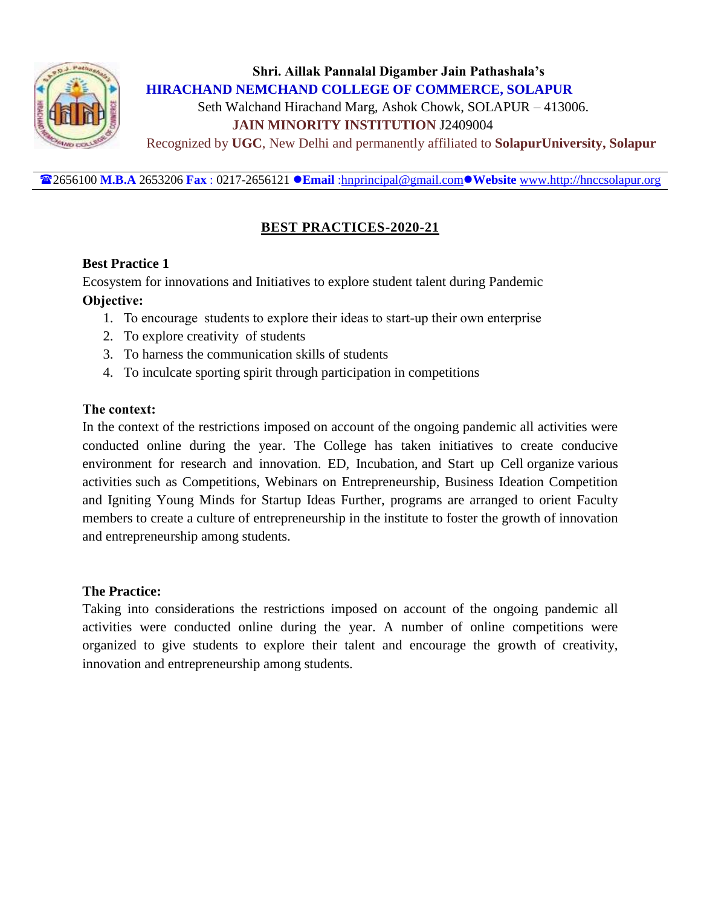**Shri. Aillak Pannalal Digamber Jain Pathashala's**

**HIRACHAND NEMCHAND COLLEGE OF COMMERCE, SOLAPUR**

Seth Walchand Hirachand Marg, Ashok Chowk, SOLAPUR – 413006.

**JAIN MINORITY INSTITUTION** J2409004

Recognized by **UGC**, New Delhi and permanently affiliated to **SolapurUniversity, Solapur**

☎2656100 **M.B.A** 2653206 **Fax** : 0217-2656121 ●**Email** :hnprincipal@gmail.com●**Website** www.http://hnccsolapur.org

## BEST PRACTICES-2020-21

**Best Practice 1**

Ecosystem for innovations and Initiatives to explore student talent during Pandemic

**Objective:**

1. To encourage students to explore their ideas to start-up their own enterprise
2. To explore creativity of students
3. To harness the communication skills of students
4. To inculcate sporting spirit through participation in competitions

**The context:**

In the context of the restrictions imposed on account of the ongoing pandemic all activities were conducted online during the year. The College has taken initiatives to create conducive environment for research and innovation. ED, Incubation, and Start up Cell organize various activities such as Competitions, Webinars on Entrepreneurship, Business Ideation Competition and Igniting Young Minds for Startup Ideas Further, programs are arranged to orient Faculty members to create a culture of entrepreneurship in the institute to foster the growth of innovation and entrepreneurship among students.

**The Practice:**

Taking into considerations the restrictions imposed on account of the ongoing pandemic all activities were conducted online during the year. A number of online competitions were organized to give students to explore their talent and encourage the growth of creativity, innovation and entrepreneurship among students.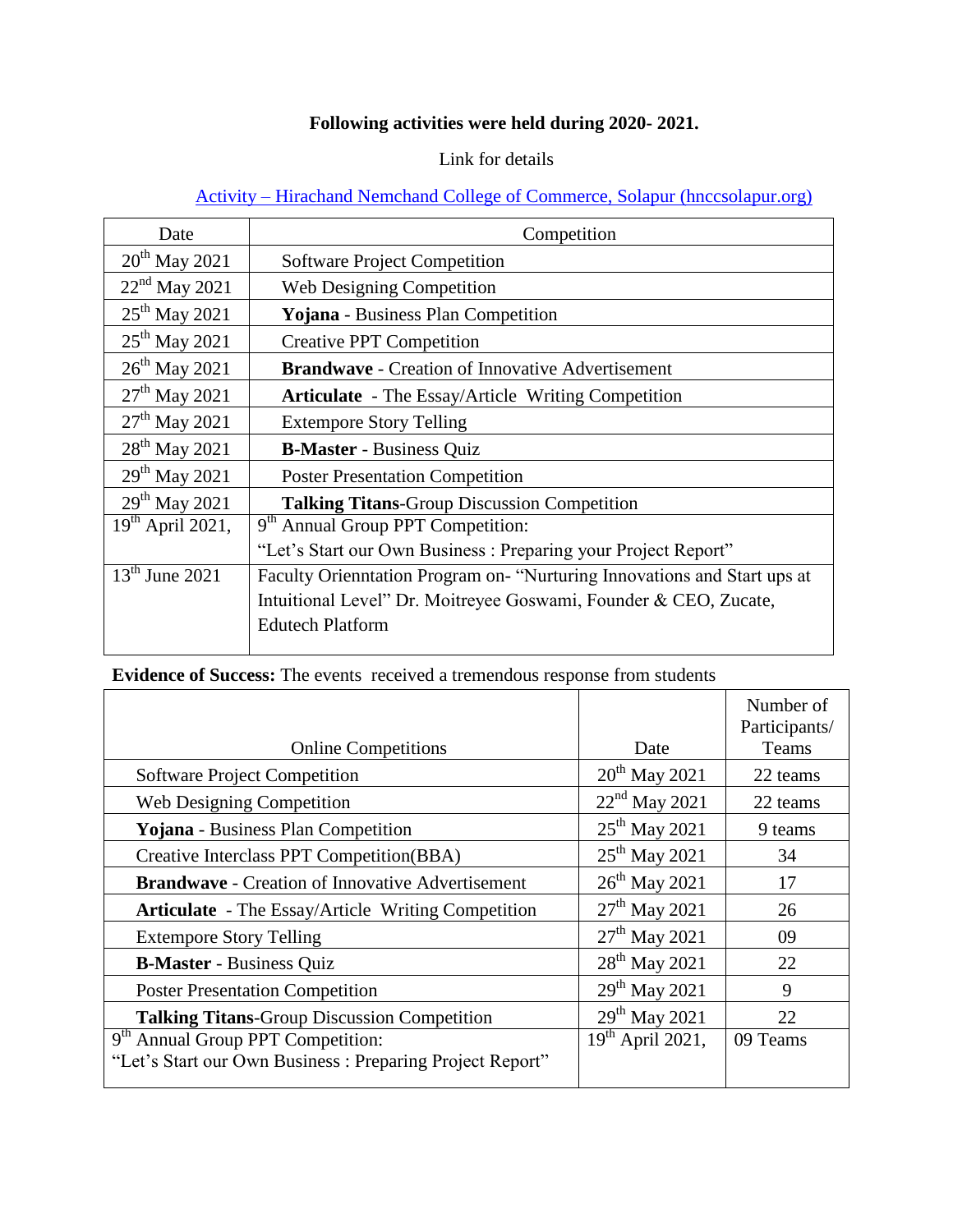**Following activities were held during 2020- 2021.**

Link for details

[Activity – Hirachand Nemchand College of Commerce, Solapur (hnccsolapur.org)]

| Date | Competition |
|---|---|
| 20th May 2021 | Software Project Competition |
| 22nd May 2021 | Web Designing Competition |
| 25th May 2021 | **Yojana** - Business Plan Competition |
| 25th May 2021 | Creative PPT Competition |
| 26th May 2021 | **Brandwave** - Creation of Innovative Advertisement |
| 27th May 2021 | **Articulate** - The Essay/Article Writing Competition |
| 27th May 2021 | Extempore Story Telling |
| 28th May 2021 | **B-Master** - Business Quiz |
| 29th May 2021 | Poster Presentation Competition |
| 29th May 2021 | **Talking Titans**-Group Discussion Competition |
| 19th April 2021, | 9th Annual Group PPT Competition: "Let's Start our Own Business : Preparing your Project Report" |
| 13th June 2021 | Faculty Orienntation Program on- "Nurturing Innovations and Start ups at Intuitional Level" Dr. Moitreyee Goswami, Founder & CEO, Zucate, Edutech Platform |

**Evidence of Success:** The events received a tremendous response from students

| Online Competitions | Date | Number of Participants/ Teams |
|---|---|---|
| Software Project Competition | 20th May 2021 | 22 teams |
| Web Designing Competition | 22nd May 2021 | 22 teams |
| **Yojana** - Business Plan Competition | 25th May 2021 | 9 teams |
| Creative Interclass PPT Competition(BBA) | 25th May 2021 | 34 |
| **Brandwave** - Creation of Innovative Advertisement | 26th May 2021 | 17 |
| **Articulate** - The Essay/Article Writing Competition | 27th May 2021 | 26 |
| Extempore Story Telling | 27th May 2021 | 09 |
| **B-Master** - Business Quiz | 28th May 2021 | 22 |
| Poster Presentation Competition | 29th May 2021 | 9 |
| **Talking Titans**-Group Discussion Competition | 29th May 2021 | 22 |
| 9th Annual Group PPT Competition: "Let's Start our Own Business : Preparing Project Report" | 19th April 2021, | 09 Teams |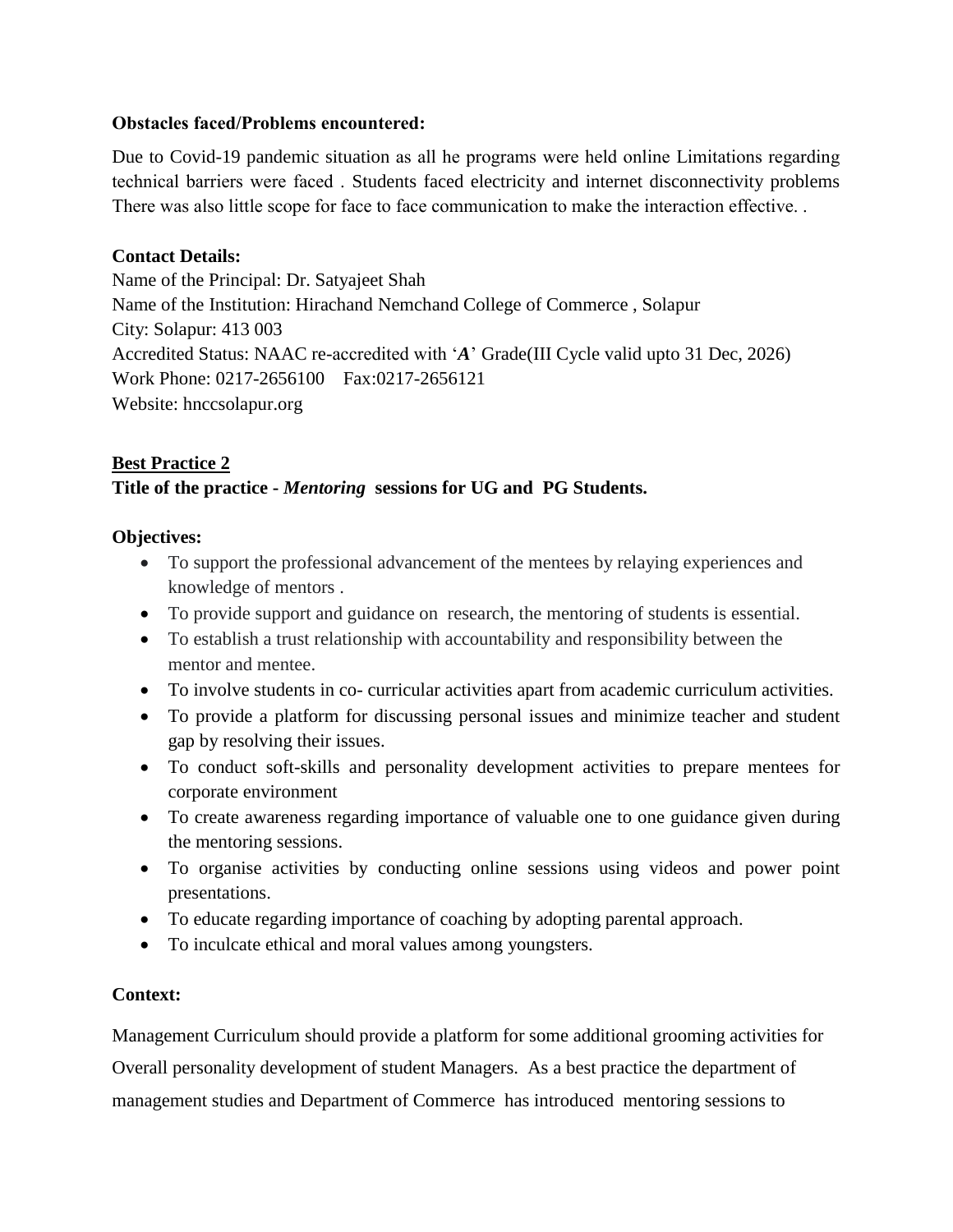**Obstacles faced/Problems encountered:**

Due to Covid-19 pandemic situation as all he programs were held online Limitations regarding technical barriers were faced . Students faced electricity and internet disconnectivity problems There was also little scope for face to face communication to make the interaction effective. .

**Contact Details:**
Name of the Principal: Dr. Satyajeet Shah
Name of the Institution: Hirachand Nemchand College of Commerce , Solapur
City: Solapur: 413 003
Accredited Status: NAAC re-accredited with '***A***' Grade(III Cycle valid upto 31 Dec, 2026)
Work Phone: 0217-2656100 Fax:0217-2656121
Website: hnccsolapur.org

**Best Practice 2**
**Title of the practice - *Mentoring* sessions for UG and PG Students.**

**Objectives:**

- To support the professional advancement of the mentees by relaying experiences and knowledge of mentors .
- To provide support and guidance on research, the mentoring of students is essential.
- To establish a trust relationship with accountability and responsibility between the mentor and mentee.
- To involve students in co- curricular activities apart from academic curriculum activities.
- To provide a platform for discussing personal issues and minimize teacher and student gap by resolving their issues.
- To conduct soft-skills and personality development activities to prepare mentees for corporate environment
- To create awareness regarding importance of valuable one to one guidance given during the mentoring sessions.
- To organise activities by conducting online sessions using videos and power point presentations.
- To educate regarding importance of coaching by adopting parental approach.
- To inculcate ethical and moral values among youngsters.

**Context:**

Management Curriculum should provide a platform for some additional grooming activities for Overall personality development of student Managers. As a best practice the department of management studies and Department of Commerce has introduced mentoring sessions to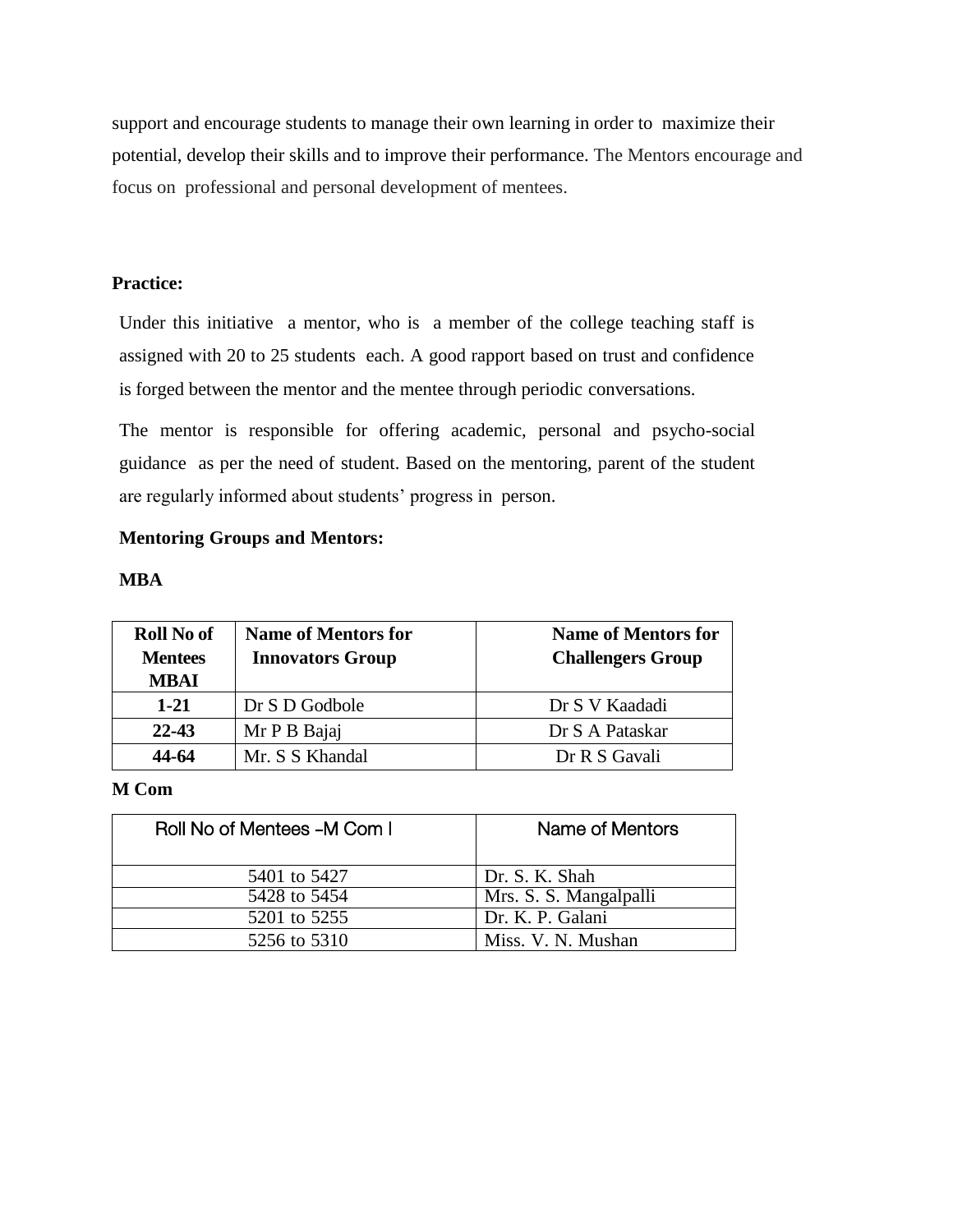support and encourage students to manage their own learning in order to maximize their potential, develop their skills and to improve their performance. The Mentors encourage and focus on professional and personal development of mentees.

**Practice:**

Under this initiative a mentor, who is a member of the college teaching staff is assigned with 20 to 25 students each. A good rapport based on trust and confidence is forged between the mentor and the mentee through periodic conversations.

The mentor is responsible for offering academic, personal and psycho-social guidance as per the need of student. Based on the mentoring, parent of the student are regularly informed about students' progress in person.

**Mentoring Groups and Mentors:**

**MBA**

| Roll No of Mentees MBAI | Name of Mentors for Innovators Group | Name of Mentors for Challengers Group |
|---|---|---|
| 1-21 | Dr S D Godbole | Dr S V Kaadadi |
| 22-43 | Mr P B Bajaj | Dr S A Pataskar |
| 44-64 | Mr. S S Khandal | Dr R S Gavali |

**M Com**

| Roll No of Mentees –M Com I | Name of Mentors |
|---|---|
| 5401 to 5427 | Dr. S. K. Shah |
| 5428 to 5454 | Mrs. S. S. Mangalpalli |
| 5201 to 5255 | Dr. K. P. Galani |
| 5256 to 5310 | Miss. V. N. Mushan |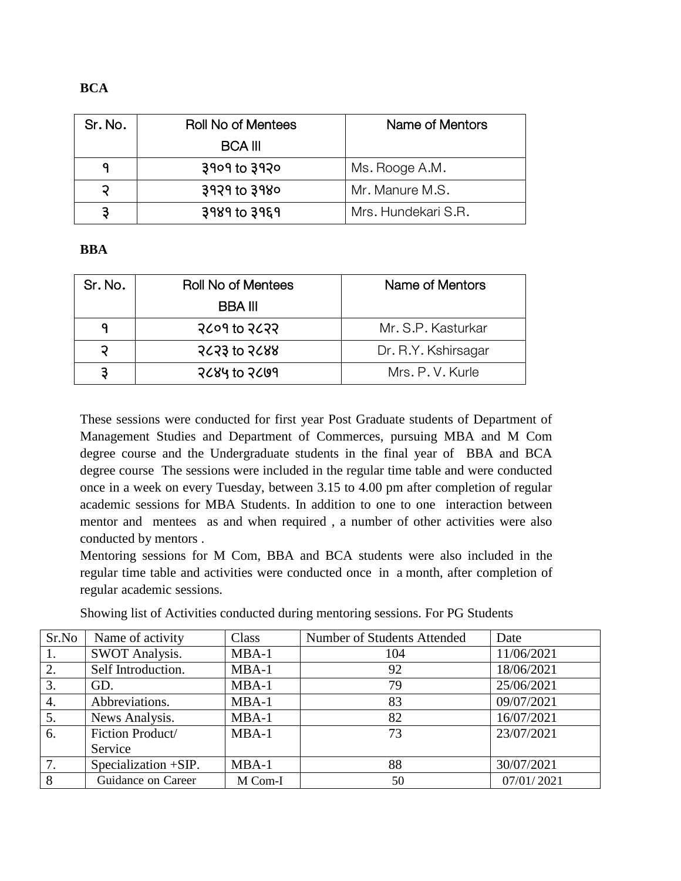**BCA**

| Sr. No. | Roll No of Mentees BCA III | Name of Mentors |
|---|---|---|
| १ | ३१०१ to ३१२० | Ms. Rooge A.M. |
| २ | ३१२१ to ३१४० | Mr. Manure M.S. |
| ३ | ३१४१ to ३१६१ | Mrs. Hundekari S.R. |

**BBA**

| Sr. No. | Roll No of Mentees BBA III | Name of Mentors |
|---|---|---|
| १ | २८०१ to २८२२ | Mr. S.P. Kasturkar |
| २ | २८२३ to २८४४ | Dr. R.Y. Kshirsagar |
| ३ | २८४५ to २८७१ | Mrs. P. V. Kurle |

These sessions were conducted for first year Post Graduate students of Department of Management Studies and Department of Commerces, pursuing MBA and M Com degree course and the Undergraduate students in the final year of BBA and BCA degree course The sessions were included in the regular time table and were conducted once in a week on every Tuesday, between 3.15 to 4.00 pm after completion of regular academic sessions for MBA Students. In addition to one to one interaction between mentor and mentees as and when required , a number of other activities were also conducted by mentors .

Mentoring sessions for M Com, BBA and BCA students were also included in the regular time table and activities were conducted once in a month, after completion of regular academic sessions.

Showing list of Activities conducted during mentoring sessions. For PG Students

| Sr.No | Name of activity | Class | Number of Students Attended | Date |
|---|---|---|---|---|
| 1. | SWOT Analysis. | MBA-1 | 104 | 11/06/2021 |
| 2. | Self Introduction. | MBA-1 | 92 | 18/06/2021 |
| 3. | GD. | MBA-1 | 79 | 25/06/2021 |
| 4. | Abbreviations. | MBA-1 | 83 | 09/07/2021 |
| 5. | News Analysis. | MBA-1 | 82 | 16/07/2021 |
| 6. | Fiction Product/ Service | MBA-1 | 73 | 23/07/2021 |
| 7. | Specialization +SIP. | MBA-1 | 88 | 30/07/2021 |
| 8 | Guidance on Career | M Com-I | 50 | 07/01/ 2021 |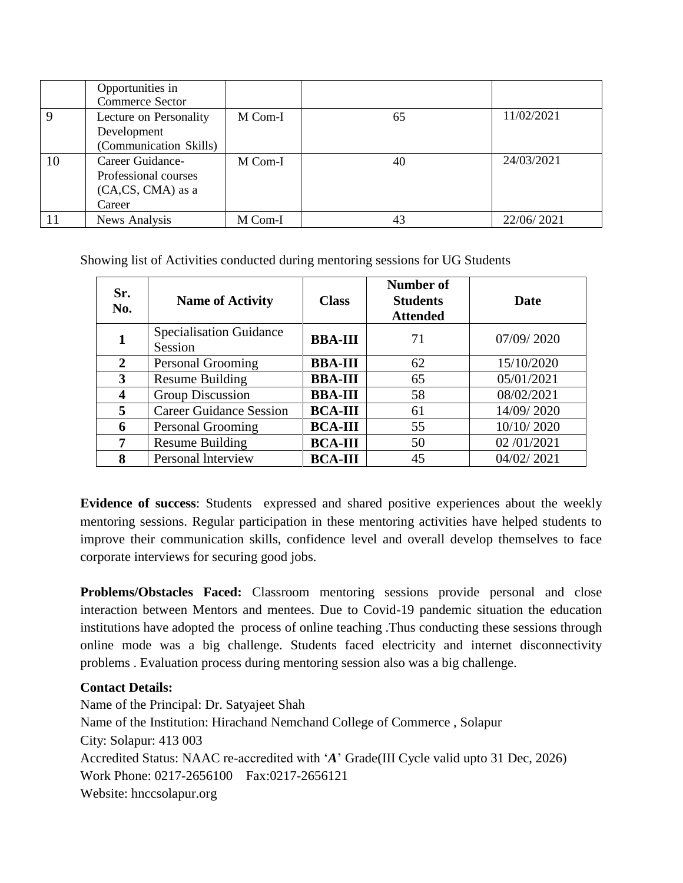| | | | | |
|---|---|---|---|---|
| | Opportunities in Commerce Sector | | | |
| 9 | Lecture on Personality Development (Communication Skills) | M Com-I | 65 | 11/02/2021 |
| 10 | Career Guidance- Professional courses (CA,CS, CMA) as a Career | M Com-I | 40 | 24/03/2021 |
| 11 | News Analysis | M Com-I | 43 | 22/06/ 2021 |

Showing list of Activities conducted during mentoring sessions for UG Students

| Sr. No. | Name of Activity | Class | Number of Students Attended | Date |
|---|---|---|---|---|
| **1** | Specialisation Guidance Session | **BBA-III** | 71 | 07/09/ 2020 |
| **2** | Personal Grooming | **BBA-III** | 62 | 15/10/2020 |
| **3** | Resume Building | **BBA-III** | 65 | 05/01/2021 |
| **4** | Group Discussion | **BBA-III** | 58 | 08/02/2021 |
| **5** | Career Guidance Session | **BCA-III** | 61 | 14/09/ 2020 |
| **6** | Personal Grooming | **BCA-III** | 55 | 10/10/ 2020 |
| **7** | Resume Building | **BCA-III** | 50 | 02 /01/2021 |
| **8** | Personal lnterview | **BCA-III** | 45 | 04/02/ 2021 |

**Evidence of success**: Students expressed and shared positive experiences about the weekly mentoring sessions. Regular participation in these mentoring activities have helped students to improve their communication skills, confidence level and overall develop themselves to face corporate interviews for securing good jobs.

**Problems/Obstacles Faced:** Classroom mentoring sessions provide personal and close interaction between Mentors and mentees. Due to Covid-19 pandemic situation the education institutions have adopted the process of online teaching .Thus conducting these sessions through online mode was a big challenge. Students faced electricity and internet disconnectivity problems . Evaluation process during mentoring session also was a big challenge.

**Contact Details:**

Name of the Principal: Dr. Satyajeet Shah
Name of the Institution: Hirachand Nemchand College of Commerce , Solapur
City: Solapur: 413 003
Accredited Status: NAAC re-accredited with '***A***' Grade(III Cycle valid upto 31 Dec, 2026)
Work Phone: 0217-2656100 Fax:0217-2656121
Website: hnccsolapur.org